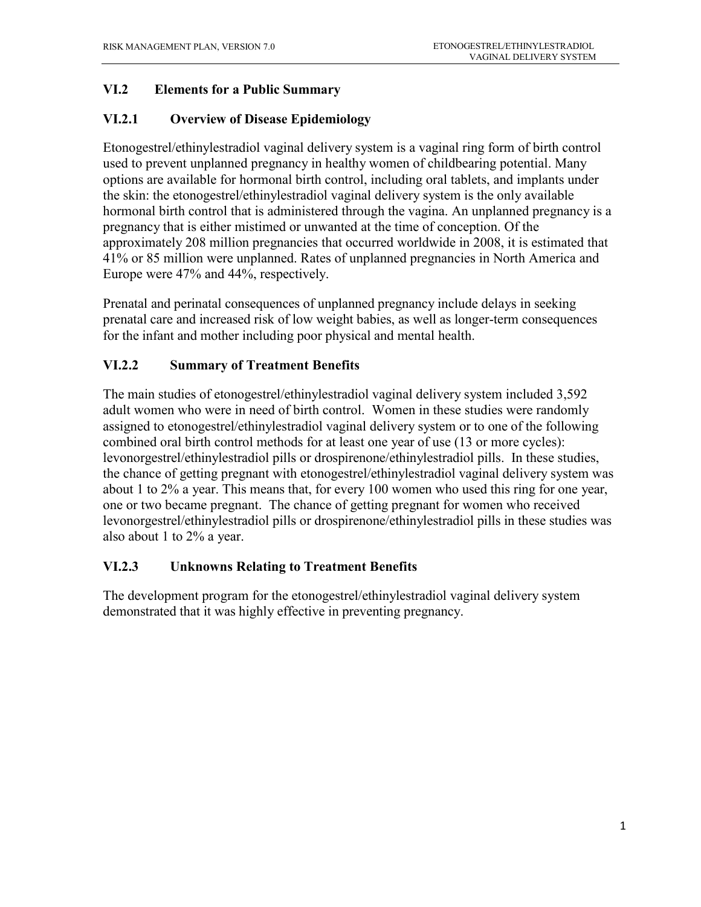## VI.2 Elements for a Public Summary

### VI.2.1 Overview of Disease Epidemiology

Etonogestrel/ethinylestradiol vaginal delivery system is a vaginal ring form of birth control used to prevent unplanned pregnancy in healthy women of childbearing potential. Many options are available for hormonal birth control, including oral tablets, and implants under the skin: the etonogestrel/ethinylestradiol vaginal delivery system is the only available hormonal birth control that is administered through the vagina. An unplanned pregnancy is a pregnancy that is either mistimed or unwanted at the time of conception. Of the approximately 208 million pregnancies that occurred worldwide in 2008, it is estimated that 41% or 85 million were unplanned. Rates of unplanned pregnancies in North America and Europe were 47% and 44%, respectively.

Prenatal and perinatal consequences of unplanned pregnancy include delays in seeking prenatal care and increased risk of low weight babies, as well as longer-term consequences for the infant and mother including poor physical and mental health.

### VI.2.2 Summary of Treatment Benefits

The main studies of etonogestrel/ethinylestradiol vaginal delivery system included 3,592 adult women who were in need of birth control. Women in these studies were randomly assigned to etonogestrel/ethinylestradiol vaginal delivery system or to one of the following combined oral birth control methods for at least one year of use (13 or more cycles): levonorgestrel/ethinylestradiol pills or drospirenone/ethinylestradiol pills. In these studies, the chance of getting pregnant with etonogestrel/ethinylestradiol vaginal delivery system was about 1 to 2% a year. This means that, for every 100 women who used this ring for one year, one or two became pregnant. The chance of getting pregnant for women who received levonorgestrel/ethinylestradiol pills or drospirenone/ethinylestradiol pills in these studies was also about 1 to 2% a year.

### VI.2.3 Unknowns Relating to Treatment Benefits

The development program for the etonogestrel/ethinylestradiol vaginal delivery system demonstrated that it was highly effective in preventing pregnancy.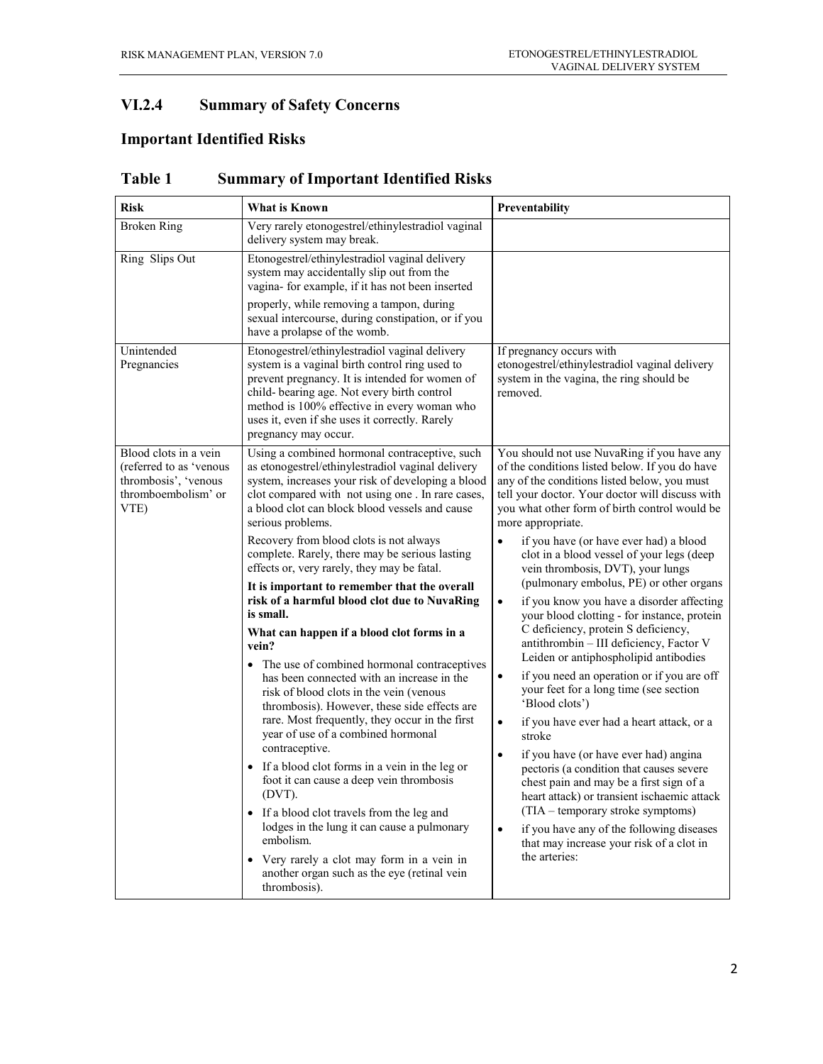### VI.2.4 Summary of Safety Concerns

### Important Identified Risks

### Table 1 Summary of Important Identified Risks

| Risk | What is Known | Preventability |
|---|---|---|
| Broken Ring | Very rarely etonogestrel/ethinylestradiol vaginal delivery system may break. | |
| Ring Slips Out | Etonogestrel/ethinylestradiol vaginal delivery system may accidentally slip out from the vagina- for example, if it has not been inserted properly, while removing a tampon, during sexual intercourse, during constipation, or if you have a prolapse of the womb. | |
| Unintended Pregnancies | Etonogestrel/ethinylestradiol vaginal delivery system is a vaginal birth control ring used to prevent pregnancy. It is intended for women of child- bearing age. Not every birth control method is 100% effective in every woman who uses it, even if she uses it correctly. Rarely pregnancy may occur. | If pregnancy occurs with etonogestrel/ethinylestradiol vaginal delivery system in the vagina, the ring should be removed. |
| Blood clots in a vein (referred to as 'venous thrombosis', 'venous thromboembolism' or VTE) | Using a combined hormonal contraceptive, such as etonogestrel/ethinylestradiol vaginal delivery system, increases your risk of developing a blood clot compared with not using one . In rare cases, a blood clot can block blood vessels and cause serious problems.<br><br>Recovery from blood clots is not always complete. Rarely, there may be serious lasting effects or, very rarely, they may be fatal.<br><br>**It is important to remember that the overall risk of a harmful blood clot due to NuvaRing is small.**<br><br>**What can happen if a blood clot forms in a vein?**<br><br>• The use of combined hormonal contraceptives has been connected with an increase in the risk of blood clots in the vein (venous thrombosis). However, these side effects are rare. Most frequently, they occur in the first year of use of a combined hormonal contraceptive.<br>• If a blood clot forms in a vein in the leg or foot it can cause a deep vein thrombosis (DVT).<br>• If a blood clot travels from the leg and lodges in the lung it can cause a pulmonary embolism.<br>• Very rarely a clot may form in a vein in another organ such as the eye (retinal vein thrombosis). | You should not use NuvaRing if you have any of the conditions listed below. If you do have any of the conditions listed below, you must tell your doctor. Your doctor will discuss with you what other form of birth control would be more appropriate.<br><br>• if you have (or have ever had) a blood clot in a blood vessel of your legs (deep vein thrombosis, DVT), your lungs (pulmonary embolus, PE) or other organs<br>• if you know you have a disorder affecting your blood clotting - for instance, protein C deficiency, protein S deficiency, antithrombin – III deficiency, Factor V Leiden or antiphospholipid antibodies<br>• if you need an operation or if you are off your feet for a long time (see section 'Blood clots')<br>• if you have ever had a heart attack, or a stroke<br>• if you have (or have ever had) angina pectoris (a condition that causes severe chest pain and may be a first sign of a heart attack) or transient ischaemic attack (TIA – temporary stroke symptoms)<br>• if you have any of the following diseases that may increase your risk of a clot in the arteries: |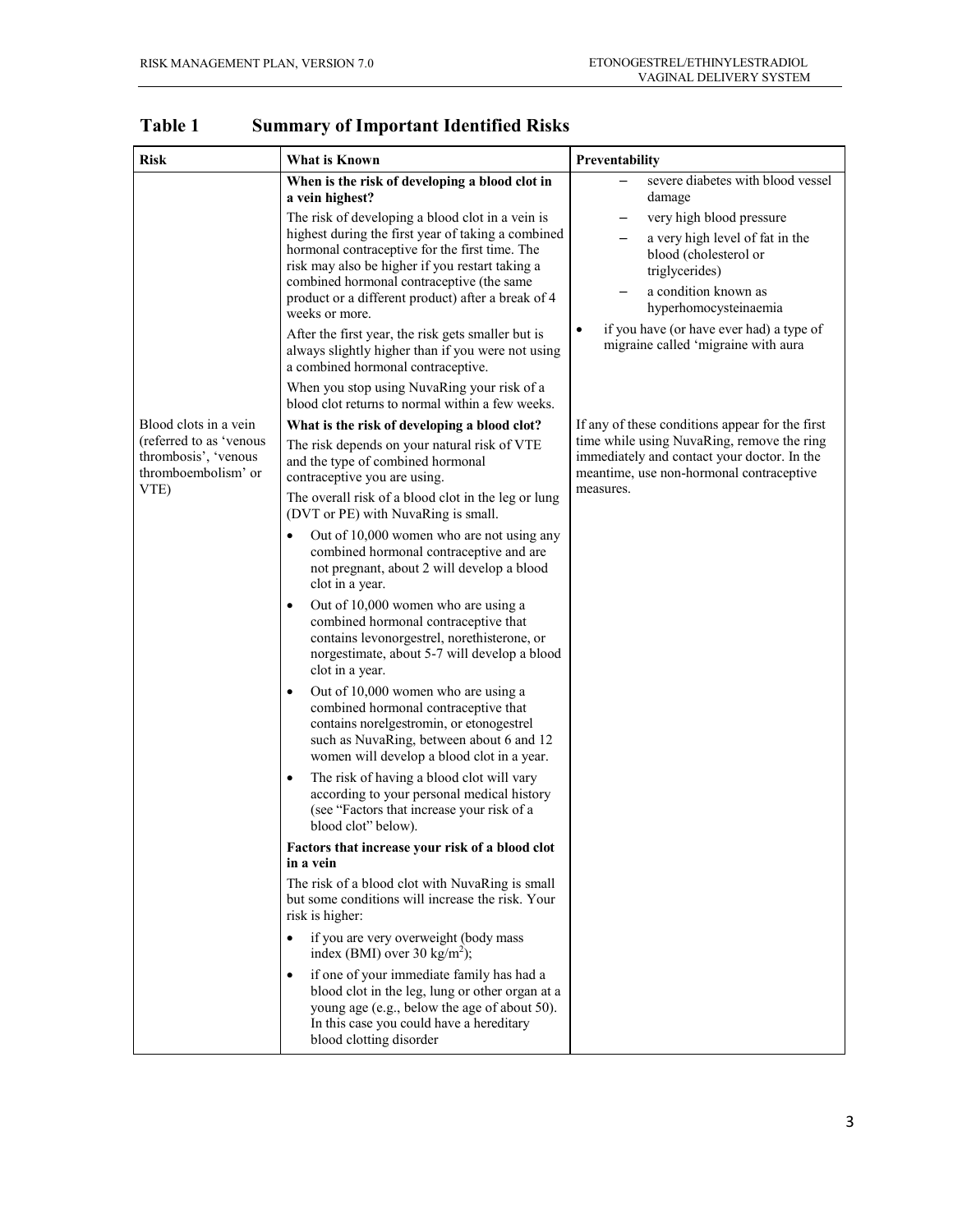## Table 1 Summary of Important Identified Risks

| Risk | What is Known | Preventability |
|---|---|---|
| Blood clots in a vein (referred to as 'venous thrombosis', 'venous thromboembolism' or VTE) | **When is the risk of developing a blood clot in a vein highest?**<br><br>The risk of developing a blood clot in a vein is highest during the first year of taking a combined hormonal contraceptive for the first time. The risk may also be higher if you restart taking a combined hormonal contraceptive (the same product or a different product) after a break of 4 weeks or more.<br><br>After the first year, the risk gets smaller but is always slightly higher than if you were not using a combined hormonal contraceptive.<br><br>When you stop using NuvaRing your risk of a blood clot returns to normal within a few weeks.<br><br>**What is the risk of developing a blood clot?**<br><br>The risk depends on your natural risk of VTE and the type of combined hormonal contraceptive you are using.<br><br>The overall risk of a blood clot in the leg or lung (DVT or PE) with NuvaRing is small.<br><br>• Out of 10,000 women who are not using any combined hormonal contraceptive and are not pregnant, about 2 will develop a blood clot in a year.<br><br>• Out of 10,000 women who are using a combined hormonal contraceptive that contains levonorgestrel, norethisterone, or norgestimate, about 5-7 will develop a blood clot in a year.<br><br>• Out of 10,000 women who are using a combined hormonal contraceptive that contains norelgestromin, or etonogestrel such as NuvaRing, between about 6 and 12 women will develop a blood clot in a year.<br><br>• The risk of having a blood clot will vary according to your personal medical history (see "Factors that increase your risk of a blood clot" below).<br><br>**Factors that increase your risk of a blood clot in a vein**<br><br>The risk of a blood clot with NuvaRing is small but some conditions will increase the risk. Your risk is higher:<br><br>• if you are very overweight (body mass index (BMI) over 30 kg/m²);<br><br>• if one of your immediate family has had a blood clot in the leg, lung or other organ at a young age (e.g., below the age of about 50). In this case you could have a hereditary blood clotting disorder | – severe diabetes with blood vessel damage<br><br>– very high blood pressure<br><br>– a very high level of fat in the blood (cholesterol or triglycerides)<br><br>– a condition known as hyperhomocysteinaemia<br><br>• if you have (or have ever had) a type of migraine called 'migraine with aura<br><br>If any of these conditions appear for the first time while using NuvaRing, remove the ring immediately and contact your doctor. In the meantime, use non-hormonal contraceptive measures. |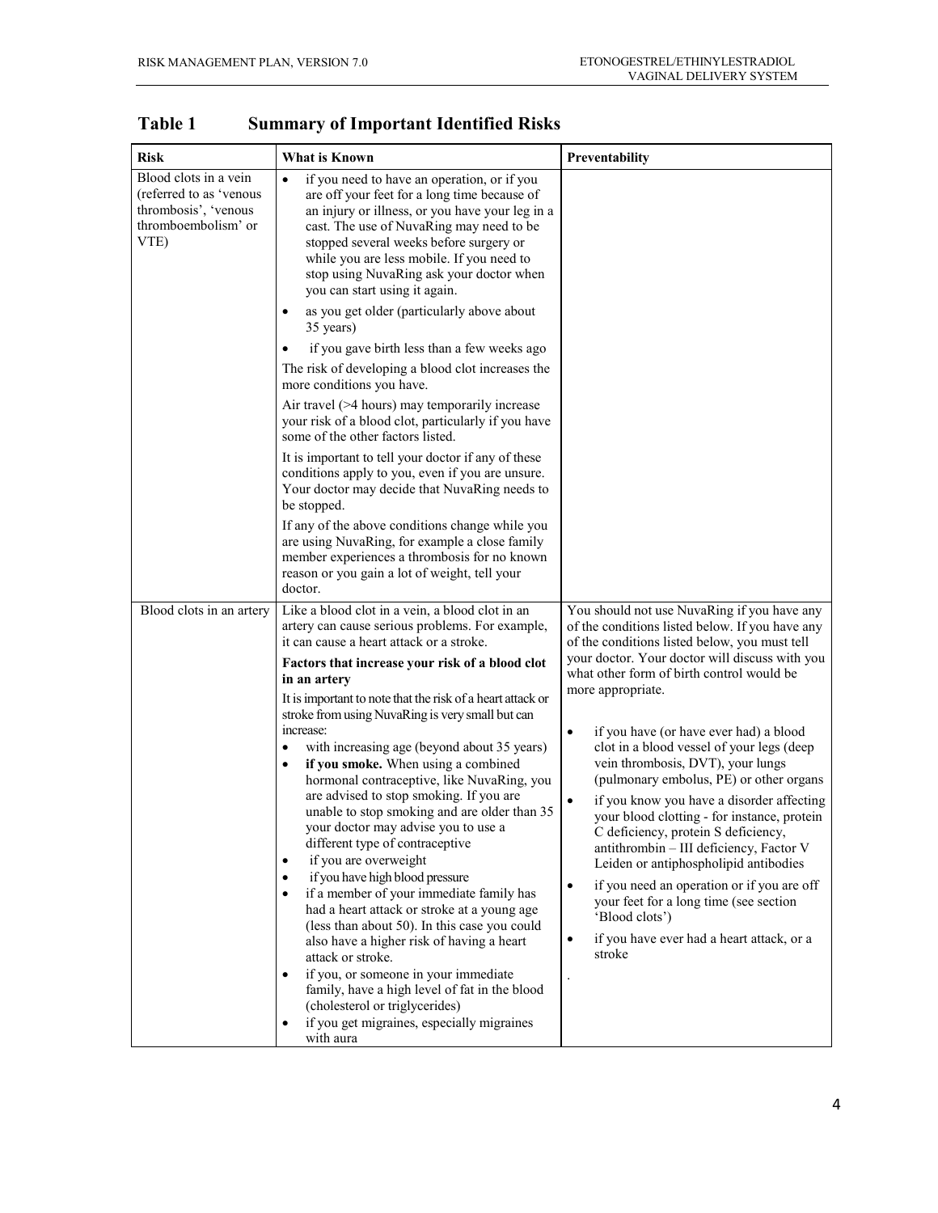**Table 1 Summary of Important Identified Risks**

| Risk | What is Known | Preventability |
|---|---|---|
| Blood clots in a vein (referred to as 'venous thrombosis', 'venous thromboembolism' or VTE) | • if you need to have an operation, or if you are off your feet for a long time because of an injury or illness, or you have your leg in a cast. The use of NuvaRing may need to be stopped several weeks before surgery or while you are less mobile. If you need to stop using NuvaRing ask your doctor when you can start using it again.<br>• as you get older (particularly above about 35 years)<br>• if you gave birth less than a few weeks ago<br>The risk of developing a blood clot increases the more conditions you have.<br>Air travel (>4 hours) may temporarily increase your risk of a blood clot, particularly if you have some of the other factors listed.<br>It is important to tell your doctor if any of these conditions apply to you, even if you are unsure. Your doctor may decide that NuvaRing needs to be stopped.<br>If any of the above conditions change while you are using NuvaRing, for example a close family member experiences a thrombosis for no known reason or you gain a lot of weight, tell your doctor. | |
| Blood clots in an artery | Like a blood clot in a vein, a blood clot in an artery can cause serious problems. For example, it can cause a heart attack or a stroke.<br>**Factors that increase your risk of a blood clot in an artery**<br>It is important to note that the risk of a heart attack or stroke from using NuvaRing is very small but can increase:<br>• with increasing age (beyond about 35 years)<br>• **if you smoke.** When using a combined hormonal contraceptive, like NuvaRing, you are advised to stop smoking. If you are unable to stop smoking and are older than 35 your doctor may advise you to use a different type of contraceptive<br>• if you are overweight<br>• if you have high blood pressure<br>• if a member of your immediate family has had a heart attack or stroke at a young age (less than about 50). In this case you could also have a higher risk of having a heart attack or stroke.<br>• if you, or someone in your immediate family, have a high level of fat in the blood (cholesterol or triglycerides)<br>• if you get migraines, especially migraines with aura | You should not use NuvaRing if you have any of the conditions listed below. If you have any of the conditions listed below, you must tell your doctor. Your doctor will discuss with you what other form of birth control would be more appropriate.<br>• if you have (or have ever had) a blood clot in a blood vessel of your legs (deep vein thrombosis, DVT), your lungs (pulmonary embolus, PE) or other organs<br>• if you know you have a disorder affecting your blood clotting - for instance, protein C deficiency, protein S deficiency, antithrombin – III deficiency, Factor V Leiden or antiphospholipid antibodies<br>• if you need an operation or if you are off your feet for a long time (see section 'Blood clots')<br>• if you have ever had a heart attack, or a stroke<br>. |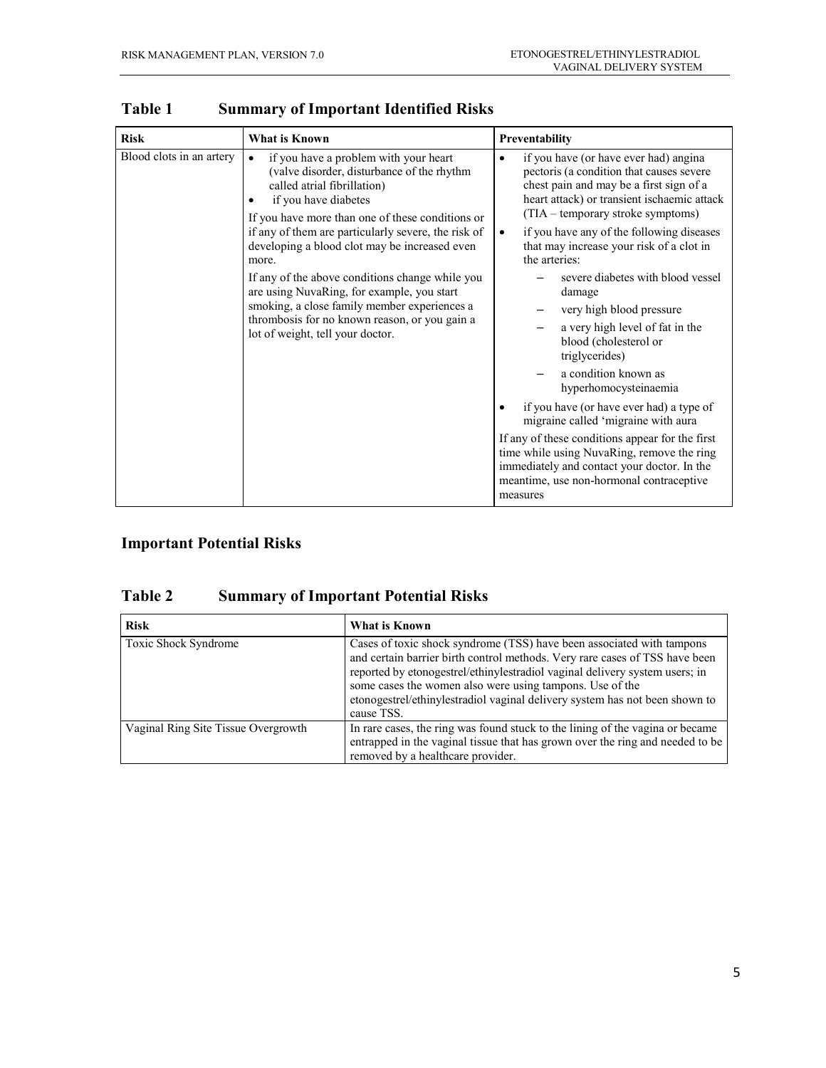## Table 1 Summary of Important Identified Risks

| Risk | What is Known | Preventability |
|---|---|---|
| Blood clots in an artery | • if you have a problem with your heart (valve disorder, disturbance of the rhythm called atrial fibrillation)<br>• if you have diabetes<br>If you have more than one of these conditions or if any of them are particularly severe, the risk of developing a blood clot may be increased even more.<br>If any of the above conditions change while you are using NuvaRing, for example, you start smoking, a close family member experiences a thrombosis for no known reason, or you gain a lot of weight, tell your doctor. | • if you have (or have ever had) angina pectoris (a condition that causes severe chest pain and may be a first sign of a heart attack) or transient ischaemic attack (TIA – temporary stroke symptoms)<br>• if you have any of the following diseases that may increase your risk of a clot in the arteries:<br>– severe diabetes with blood vessel damage<br>– very high blood pressure<br>– a very high level of fat in the blood (cholesterol or triglycerides)<br>– a condition known as hyperhomocysteinaemia<br>• if you have (or have ever had) a type of migraine called 'migraine with aura<br>If any of these conditions appear for the first time while using NuvaRing, remove the ring immediately and contact your doctor. In the meantime, use non-hormonal contraceptive measures |

## Important Potential Risks

## Table 2 Summary of Important Potential Risks

| Risk | What is Known |
|---|---|
| Toxic Shock Syndrome | Cases of toxic shock syndrome (TSS) have been associated with tampons and certain barrier birth control methods. Very rare cases of TSS have been reported by etonogestrel/ethinylestradiol vaginal delivery system users; in some cases the women also were using tampons. Use of the etonogestrel/ethinylestradiol vaginal delivery system has not been shown to cause TSS. |
| Vaginal Ring Site Tissue Overgrowth | In rare cases, the ring was found stuck to the lining of the vagina or became entrapped in the vaginal tissue that has grown over the ring and needed to be removed by a healthcare provider. |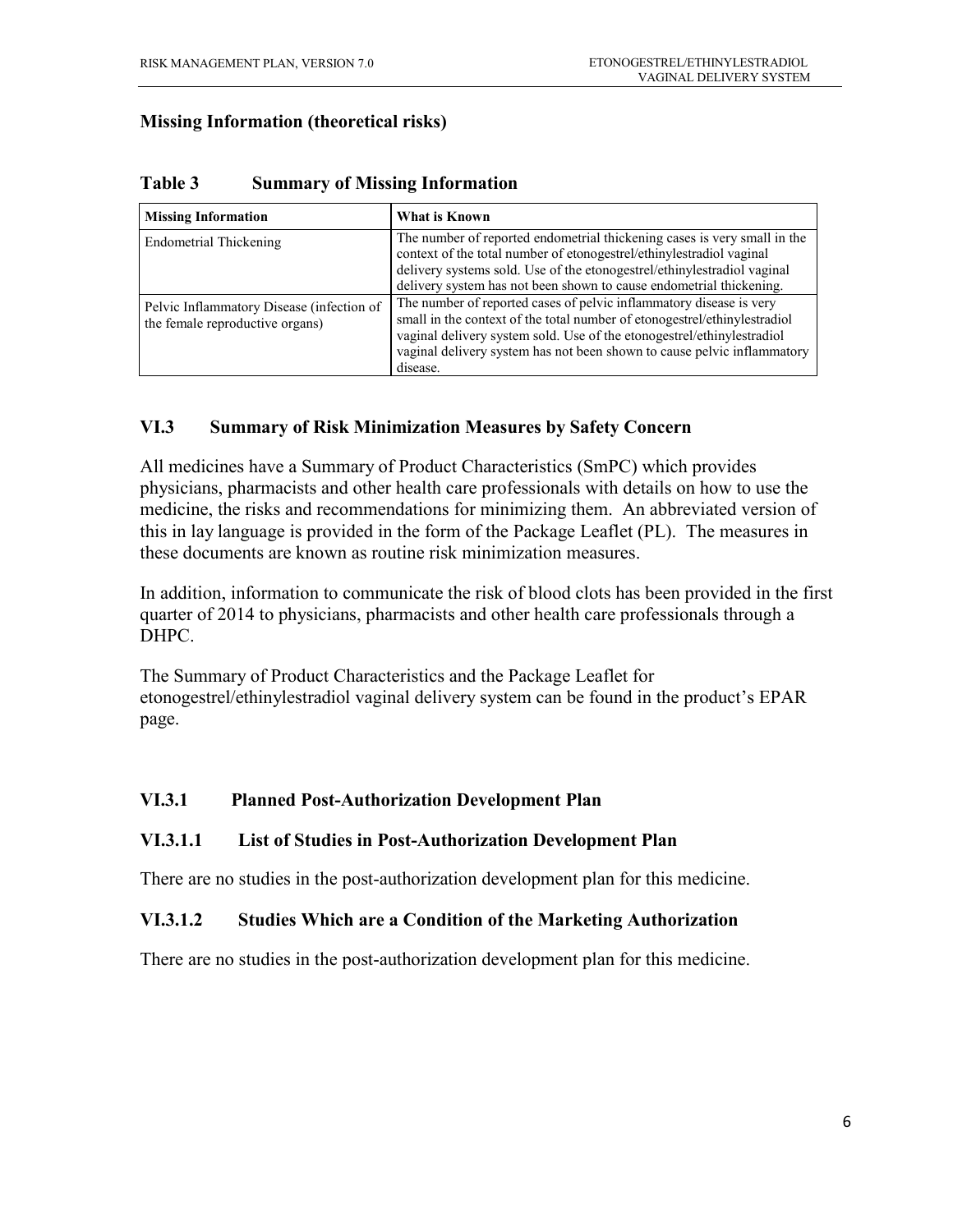**Missing Information (theoretical risks)**

**Table 3 Summary of Missing Information**

| Missing Information | What is Known |
|---|---|
| Endometrial Thickening | The number of reported endometrial thickening cases is very small in the context of the total number of etonogestrel/ethinylestradiol vaginal delivery systems sold. Use of the etonogestrel/ethinylestradiol vaginal delivery system has not been shown to cause endometrial thickening. |
| Pelvic Inflammatory Disease (infection of the female reproductive organs) | The number of reported cases of pelvic inflammatory disease is very small in the context of the total number of etonogestrel/ethinylestradiol vaginal delivery system sold. Use of the etonogestrel/ethinylestradiol vaginal delivery system has not been shown to cause pelvic inflammatory disease. |

## VI.3 Summary of Risk Minimization Measures by Safety Concern

All medicines have a Summary of Product Characteristics (SmPC) which provides physicians, pharmacists and other health care professionals with details on how to use the medicine, the risks and recommendations for minimizing them. An abbreviated version of this in lay language is provided in the form of the Package Leaflet (PL). The measures in these documents are known as routine risk minimization measures.

In addition, information to communicate the risk of blood clots has been provided in the first quarter of 2014 to physicians, pharmacists and other health care professionals through a DHPC.

The Summary of Product Characteristics and the Package Leaflet for etonogestrel/ethinylestradiol vaginal delivery system can be found in the product's EPAR page.

### VI.3.1 Planned Post-Authorization Development Plan

#### VI.3.1.1 List of Studies in Post-Authorization Development Plan

There are no studies in the post-authorization development plan for this medicine.

#### VI.3.1.2 Studies Which are a Condition of the Marketing Authorization

There are no studies in the post-authorization development plan for this medicine.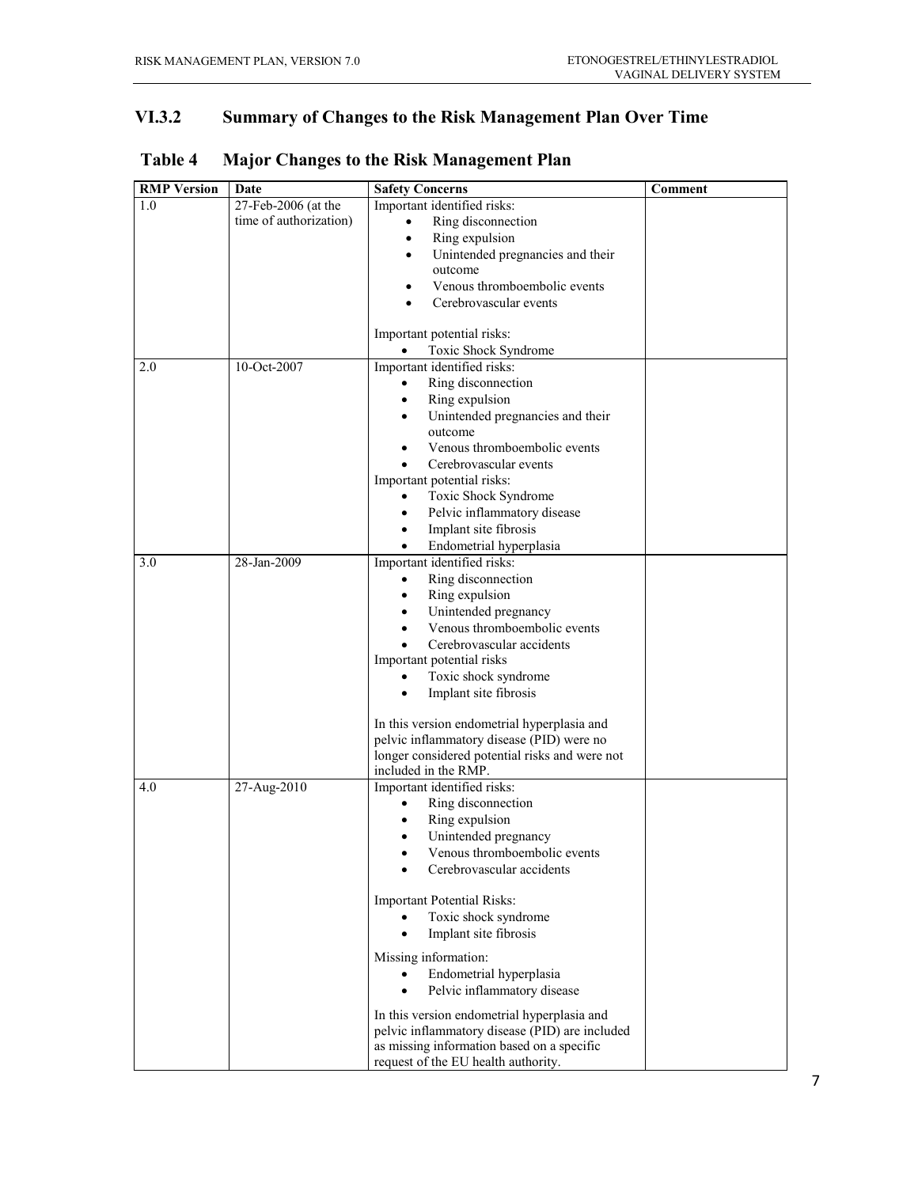### VI.3.2 Summary of Changes to the Risk Management Plan Over Time

**Table 4 Major Changes to the Risk Management Plan**

| RMP Version | Date | Safety Concerns | Comment |
|---|---|---|---|
| 1.0 | 27-Feb-2006 (at the time of authorization) | Important identified risks:<br>• Ring disconnection<br>• Ring expulsion<br>• Unintended pregnancies and their outcome<br>• Venous thromboembolic events<br>• Cerebrovascular events<br><br>Important potential risks:<br>• Toxic Shock Syndrome | |
| 2.0 | 10-Oct-2007 | Important identified risks:<br>• Ring disconnection<br>• Ring expulsion<br>• Unintended pregnancies and their outcome<br>• Venous thromboembolic events<br>• Cerebrovascular events<br>Important potential risks:<br>• Toxic Shock Syndrome<br>• Pelvic inflammatory disease<br>• Implant site fibrosis<br>• Endometrial hyperplasia | |
| 3.0 | 28-Jan-2009 | Important identified risks:<br>• Ring disconnection<br>• Ring expulsion<br>• Unintended pregnancy<br>• Venous thromboembolic events<br>• Cerebrovascular accidents<br>Important potential risks<br>• Toxic shock syndrome<br>• Implant site fibrosis<br><br>In this version endometrial hyperplasia and pelvic inflammatory disease (PID) were no longer considered potential risks and were not included in the RMP. | |
| 4.0 | 27-Aug-2010 | Important identified risks:<br>• Ring disconnection<br>• Ring expulsion<br>• Unintended pregnancy<br>• Venous thromboembolic events<br>• Cerebrovascular accidents<br><br>Important Potential Risks:<br>• Toxic shock syndrome<br>• Implant site fibrosis<br><br>Missing information:<br>• Endometrial hyperplasia<br>• Pelvic inflammatory disease<br><br>In this version endometrial hyperplasia and pelvic inflammatory disease (PID) are included as missing information based on a specific request of the EU health authority. | |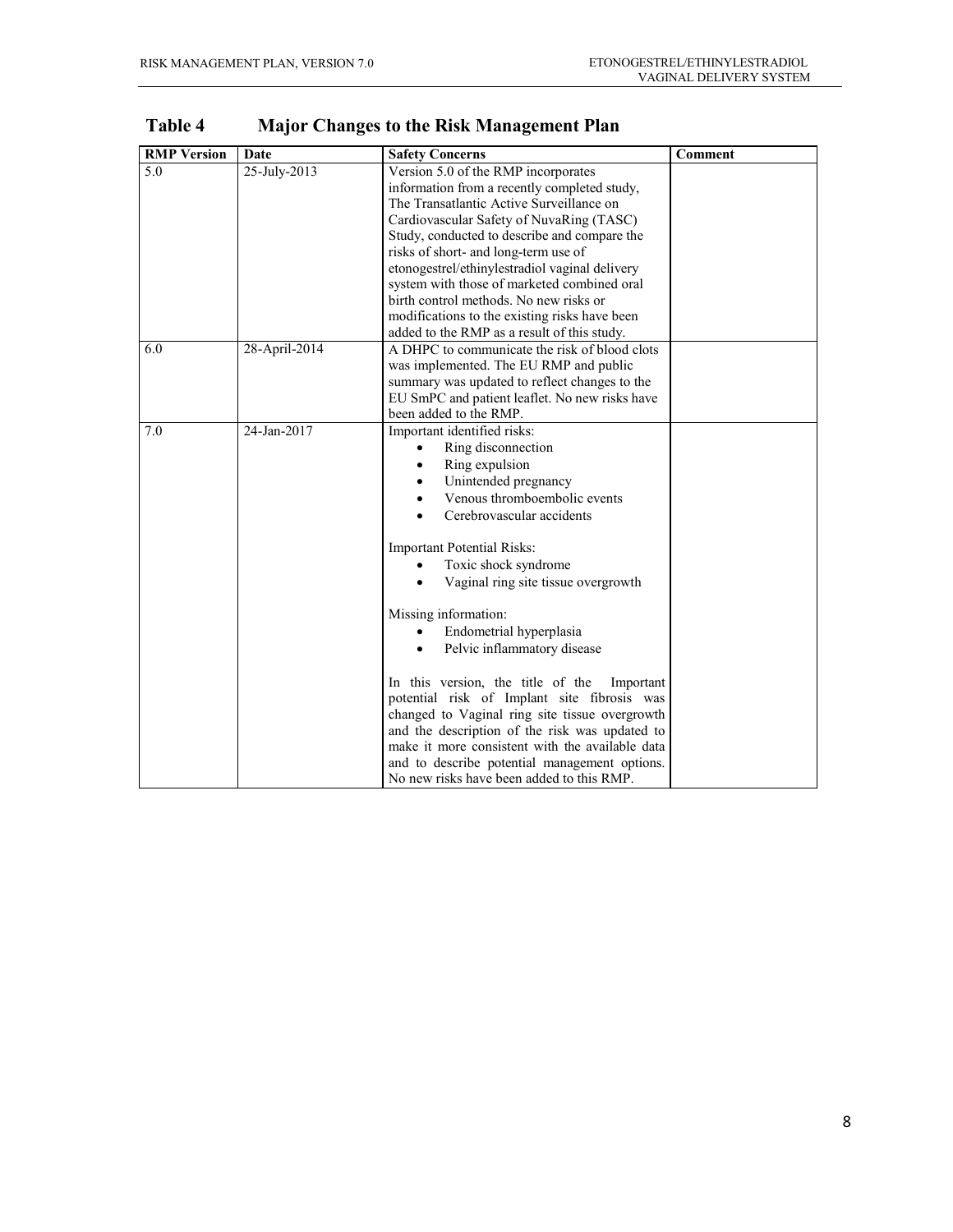## Table 4 Major Changes to the Risk Management Plan

| RMP Version | Date | Safety Concerns | Comment |
|---|---|---|---|
| 5.0 | 25-July-2013 | Version 5.0 of the RMP incorporates information from a recently completed study, The Transatlantic Active Surveillance on Cardiovascular Safety of NuvaRing (TASC) Study, conducted to describe and compare the risks of short- and long-term use of etonogestrel/ethinylestradiol vaginal delivery system with those of marketed combined oral birth control methods. No new risks or modifications to the existing risks have been added to the RMP as a result of this study. | |
| 6.0 | 28-April-2014 | A DHPC to communicate the risk of blood clots was implemented. The EU RMP and public summary was updated to reflect changes to the EU SmPC and patient leaflet. No new risks have been added to the RMP. | |
| 7.0 | 24-Jan-2017 | Important identified risks:<br>• Ring disconnection<br>• Ring expulsion<br>• Unintended pregnancy<br>• Venous thromboembolic events<br>• Cerebrovascular accidents<br><br>Important Potential Risks:<br>• Toxic shock syndrome<br>• Vaginal ring site tissue overgrowth<br><br>Missing information:<br>• Endometrial hyperplasia<br>• Pelvic inflammatory disease<br><br>In this version, the title of the Important potential risk of Implant site fibrosis was changed to Vaginal ring site tissue overgrowth and the description of the risk was updated to make it more consistent with the available data and to describe potential management options. No new risks have been added to this RMP. | |